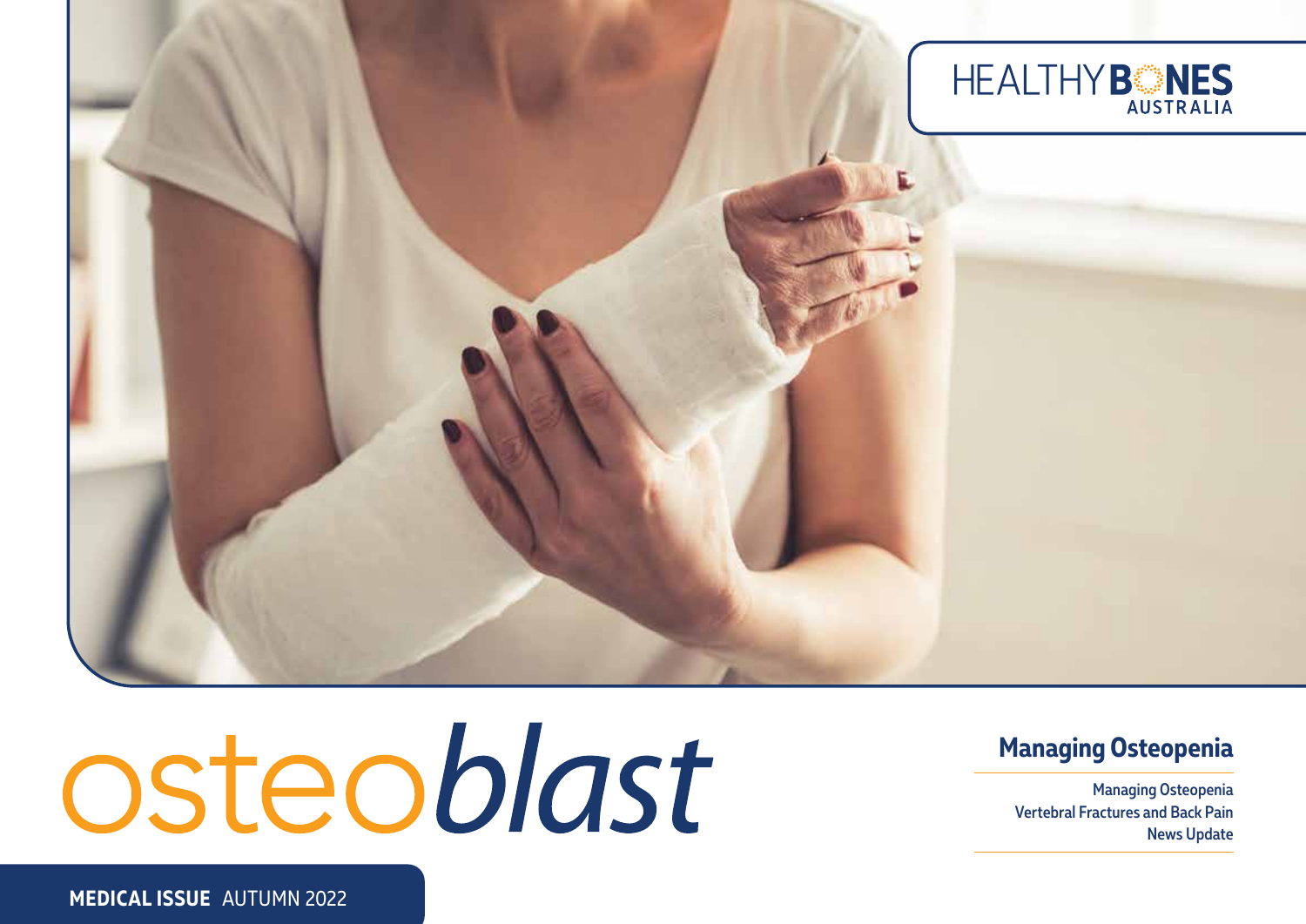HEALTHY BONES AUSTRALIA

# osteoblast

## Managing Osteopenia

Managing Osteopenia
Vertebral Fractures and Back Pain
News Update

**MEDICAL ISSUE** AUTUMN 2022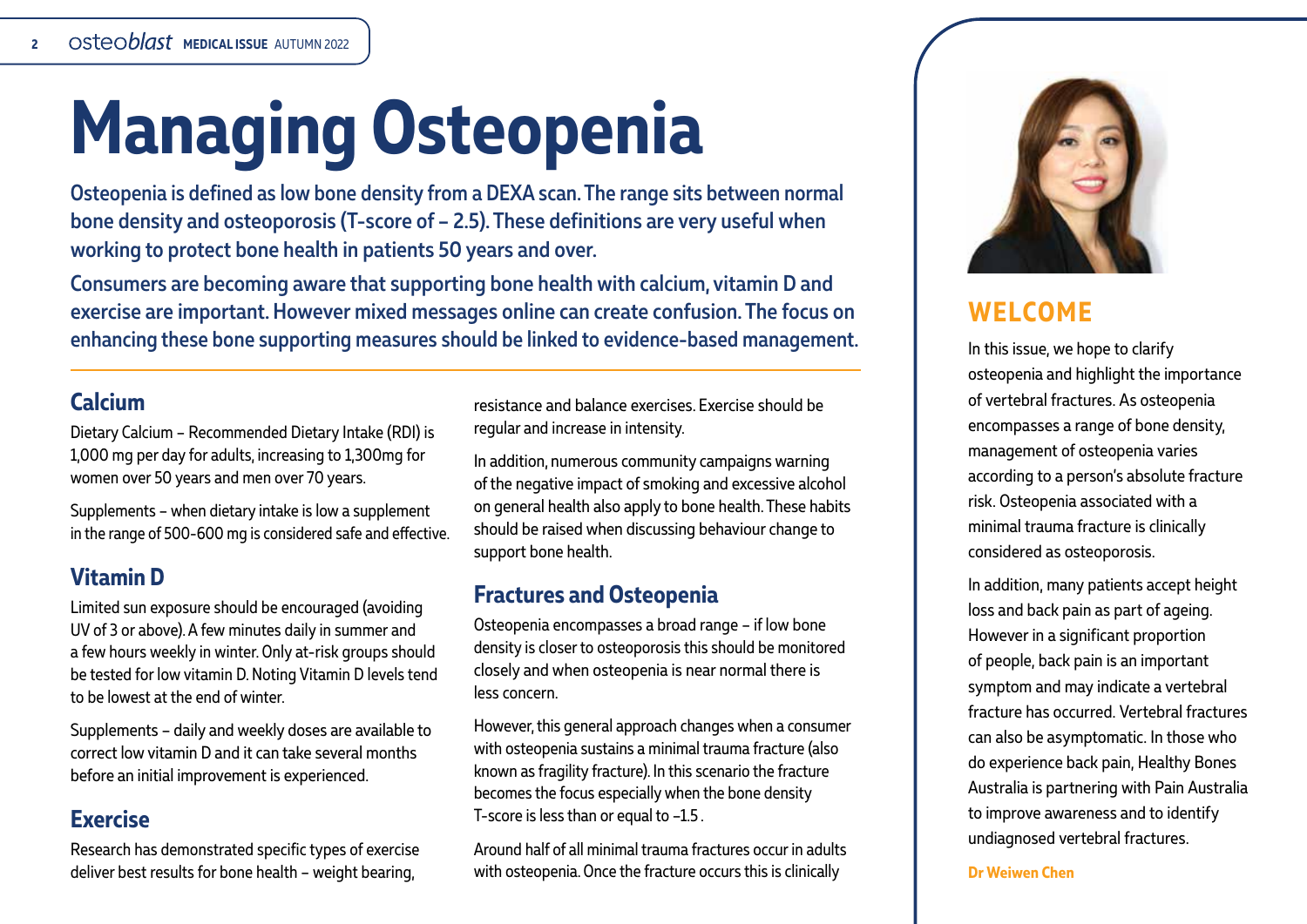# Managing Osteopenia

**Osteopenia is defined as low bone density from a DEXA scan. The range sits between normal bone density and osteoporosis (T-score of – 2.5). These definitions are very useful when working to protect bone health in patients 50 years and over.**

**Consumers are becoming aware that supporting bone health with calcium, vitamin D and exercise are important. However mixed messages online can create confusion. The focus on enhancing these bone supporting measures should be linked to evidence-based management.**

## Calcium

Dietary Calcium – Recommended Dietary Intake (RDI) is 1,000 mg per day for adults, increasing to 1,300mg for women over 50 years and men over 70 years.

Supplements – when dietary intake is low a supplement in the range of 500-600 mg is considered safe and effective.

## Vitamin D

Limited sun exposure should be encouraged (avoiding UV of 3 or above). A few minutes daily in summer and a few hours weekly in winter. Only at-risk groups should be tested for low vitamin D. Noting Vitamin D levels tend to be lowest at the end of winter.

Supplements – daily and weekly doses are available to correct low vitamin D and it can take several months before an initial improvement is experienced.

## Exercise

Research has demonstrated specific types of exercise deliver best results for bone health – weight bearing, resistance and balance exercises. Exercise should be regular and increase in intensity.

In addition, numerous community campaigns warning of the negative impact of smoking and excessive alcohol on general health also apply to bone health. These habits should be raised when discussing behaviour change to support bone health.

## Fractures and Osteopenia

Osteopenia encompasses a broad range – if low bone density is closer to osteoporosis this should be monitored closely and when osteopenia is near normal there is less concern.

However, this general approach changes when a consumer with osteopenia sustains a minimal trauma fracture (also known as fragility fracture). In this scenario the fracture becomes the focus especially when the bone density T-score is less than or equal to –1.5 .

Around half of all minimal trauma fractures occur in adults with osteopenia. Once the fracture occurs this is clinically

## WELCOME

In this issue, we hope to clarify osteopenia and highlight the importance of vertebral fractures. As osteopenia encompasses a range of bone density, management of osteopenia varies according to a person's absolute fracture risk. Osteopenia associated with a minimal trauma fracture is clinically considered as osteoporosis.

In addition, many patients accept height loss and back pain as part of ageing. However in a significant proportion of people, back pain is an important symptom and may indicate a vertebral fracture has occurred. Vertebral fractures can also be asymptomatic. In those who do experience back pain, Healthy Bones Australia is partnering with Pain Australia to improve awareness and to identify undiagnosed vertebral fractures.

**Dr Weiwen Chen**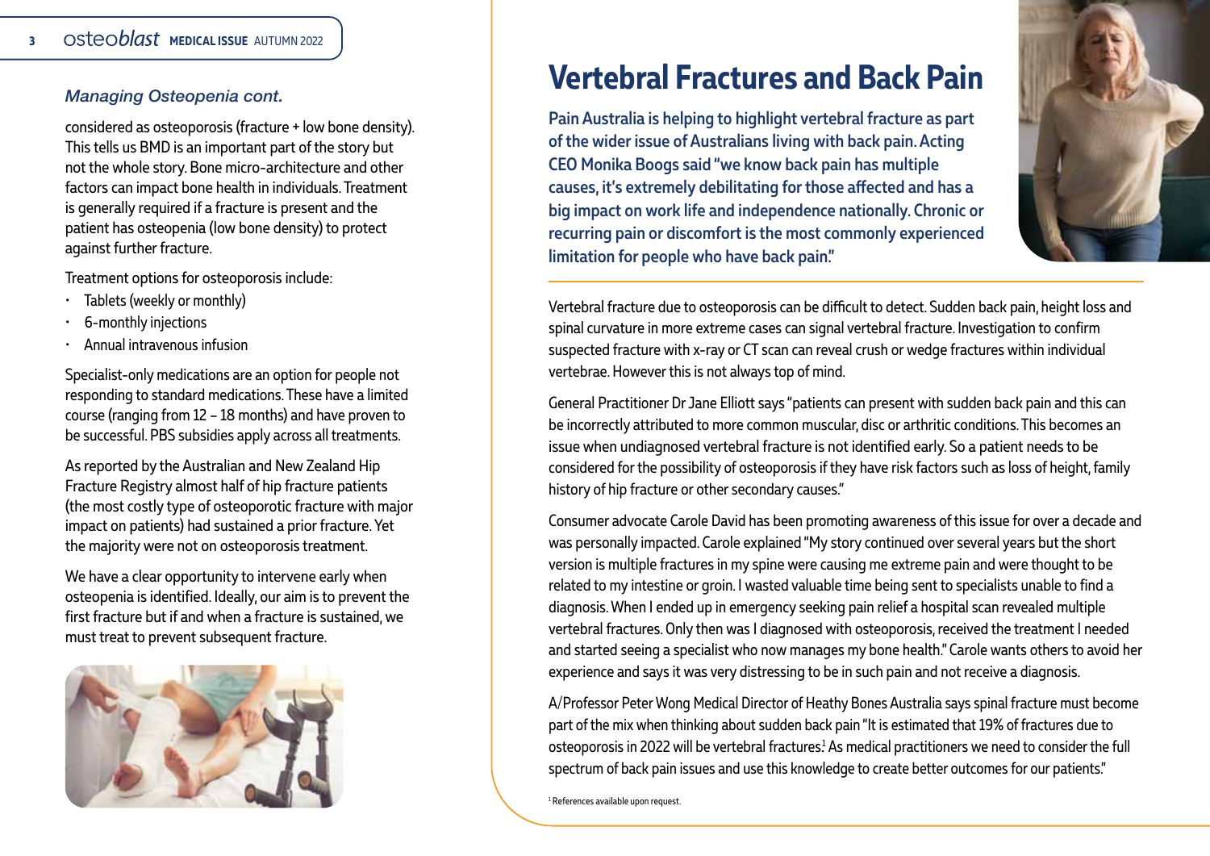### *Managing Osteopenia cont.*

considered as osteoporosis (fracture + low bone density). This tells us BMD is an important part of the story but not the whole story. Bone micro-architecture and other factors can impact bone health in individuals. Treatment is generally required if a fracture is present and the patient has osteopenia (low bone density) to protect against further fracture.

Treatment options for osteoporosis include:

- Tablets (weekly or monthly)
- 6-monthly injections
- Annual intravenous infusion

Specialist-only medications are an option for people not responding to standard medications. These have a limited course (ranging from 12 – 18 months) and have proven to be successful. PBS subsidies apply across all treatments.

As reported by the Australian and New Zealand Hip Fracture Registry almost half of hip fracture patients (the most costly type of osteoporotic fracture with major impact on patients) had sustained a prior fracture. Yet the majority were not on osteoporosis treatment.

We have a clear opportunity to intervene early when osteopenia is identified. Ideally, our aim is to prevent the first fracture but if and when a fracture is sustained, we must treat to prevent subsequent fracture.

# Vertebral Fractures and Back Pain

**Pain Australia is helping to highlight vertebral fracture as part of the wider issue of Australians living with back pain. Acting CEO Monika Boogs said "we know back pain has multiple causes, it's extremely debilitating for those affected and has a big impact on work life and independence nationally. Chronic or recurring pain or discomfort is the most commonly experienced limitation for people who have back pain."**

Vertebral fracture due to osteoporosis can be difficult to detect. Sudden back pain, height loss and spinal curvature in more extreme cases can signal vertebral fracture. Investigation to confirm suspected fracture with x-ray or CT scan can reveal crush or wedge fractures within individual vertebrae. However this is not always top of mind.

General Practitioner Dr Jane Elliott says "patients can present with sudden back pain and this can be incorrectly attributed to more common muscular, disc or arthritic conditions. This becomes an issue when undiagnosed vertebral fracture is not identified early. So a patient needs to be considered for the possibility of osteoporosis if they have risk factors such as loss of height, family history of hip fracture or other secondary causes."

Consumer advocate Carole David has been promoting awareness of this issue for over a decade and was personally impacted. Carole explained "My story continued over several years but the short version is multiple fractures in my spine were causing me extreme pain and were thought to be related to my intestine or groin. I wasted valuable time being sent to specialists unable to find a diagnosis. When I ended up in emergency seeking pain relief a hospital scan revealed multiple vertebral fractures. Only then was I diagnosed with osteoporosis, received the treatment I needed and started seeing a specialist who now manages my bone health." Carole wants others to avoid her experience and says it was very distressing to be in such pain and not receive a diagnosis.

A/Professor Peter Wong Medical Director of Heathy Bones Australia says spinal fracture must become part of the mix when thinking about sudden back pain "It is estimated that 19% of fractures due to osteoporosis in 2022 will be vertebral fractures.[1] As medical practitioners we need to consider the full spectrum of back pain issues and use this knowledge to create better outcomes for our patients."

[1] References available upon request.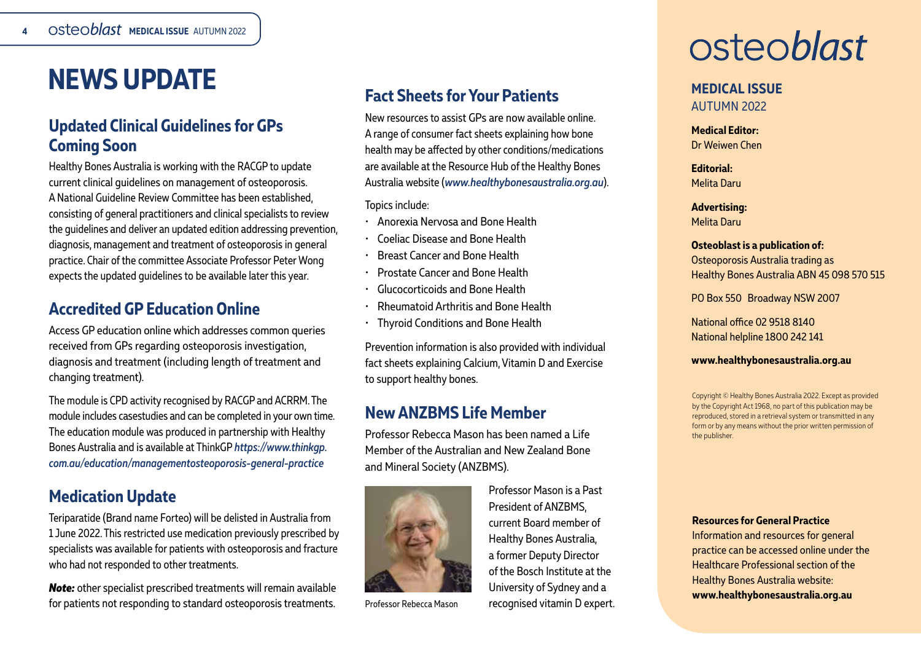# NEWS UPDATE

## Updated Clinical Guidelines for GPs Coming Soon

Healthy Bones Australia is working with the RACGP to update current clinical guidelines on management of osteoporosis. A National Guideline Review Committee has been established, consisting of general practitioners and clinical specialists to review the guidelines and deliver an updated edition addressing prevention, diagnosis, management and treatment of osteoporosis in general practice. Chair of the committee Associate Professor Peter Wong expects the updated guidelines to be available later this year.

## Accredited GP Education Online

Access GP education online which addresses common queries received from GPs regarding osteoporosis investigation, diagnosis and treatment (including length of treatment and changing treatment).

The module is CPD activity recognised by RACGP and ACRRM. The module includes casestudies and can be completed in your own time. The education module was produced in partnership with Healthy Bones Australia and is available at ThinkGP ***https://www.thinkgp.com.au/education/managementosteoporosis-general-practice***

## Medication Update

Teriparatide (Brand name Forteo) will be delisted in Australia from 1 June 2022. This restricted use medication previously prescribed by specialists was available for patients with osteoporosis and fracture who had not responded to other treatments.

***Note:*** other specialist prescribed treatments will remain available for patients not responding to standard osteoporosis treatments.

## Fact Sheets for Your Patients

New resources to assist GPs are now available online. A range of consumer fact sheets explaining how bone health may be affected by other conditions/medications are available at the Resource Hub of the Healthy Bones Australia website (***www.healthybonesaustralia.org.au***).

Topics include:

- Anorexia Nervosa and Bone Health
- Coeliac Disease and Bone Health
- Breast Cancer and Bone Health
- Prostate Cancer and Bone Health
- Glucocorticoids and Bone Health
- Rheumatoid Arthritis and Bone Health
- Thyroid Conditions and Bone Health

Prevention information is also provided with individual fact sheets explaining Calcium, Vitamin D and Exercise to support healthy bones.

## New ANZBMS Life Member

Professor Rebecca Mason has been named a Life Member of the Australian and New Zealand Bone and Mineral Society (ANZBMS).

Professor Rebecca Mason

Professor Mason is a Past President of ANZBMS, current Board member of Healthy Bones Australia, a former Deputy Director of the Bosch Institute at the University of Sydney and a recognised vitamin D expert.

---

# osteo*blast*

**MEDICAL ISSUE**
AUTUMN 2022

**Medical Editor:**
Dr Weiwen Chen

**Editorial:**
Melita Daru

**Advertising:**
Melita Daru

**Osteoblast is a publication of:**
Osteoporosis Australia trading as Healthy Bones Australia ABN 45 098 570 515

PO Box 550 Broadway NSW 2007

National office 02 9518 8140
National helpline 1800 242 141

**www.healthybonesaustralia.org.au**

Copyright © Healthy Bones Australia 2022. Except as provided by the Copyright Act 1968, no part of this publication may be reproduced, stored in a retrieval system or transmitted in any form or by any means without the prior written permission of the publisher.

**Resources for General Practice**
Information and resources for general practice can be accessed online under the Healthcare Professional section of the Healthy Bones Australia website: **www.healthybonesaustralia.org.au**